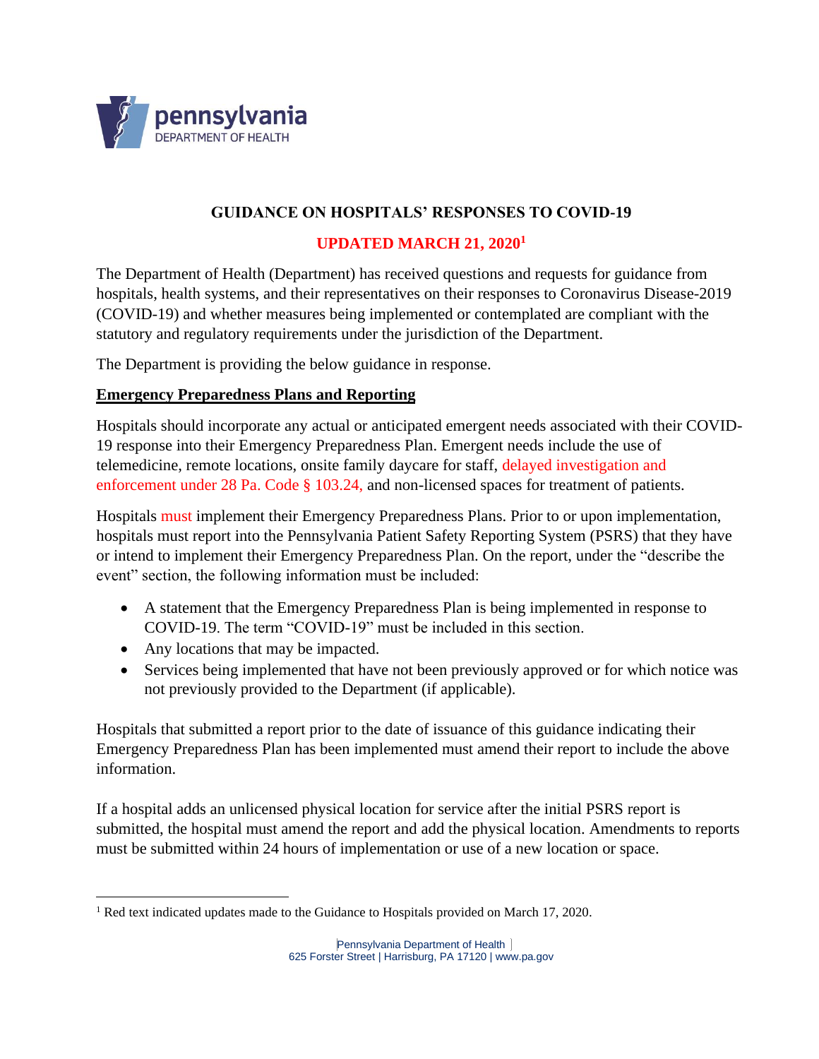pennsylvania
DEPARTMENT OF HEALTH

# GUIDANCE ON HOSPITALS' RESPONSES TO COVID-19

## UPDATED MARCH 21, 2020[1]

The Department of Health (Department) has received questions and requests for guidance from hospitals, health systems, and their representatives on their responses to Coronavirus Disease-2019 (COVID-19) and whether measures being implemented or contemplated are compliant with the statutory and regulatory requirements under the jurisdiction of the Department.

The Department is providing the below guidance in response.

**Emergency Preparedness Plans and Reporting**

Hospitals should incorporate any actual or anticipated emergent needs associated with their COVID-19 response into their Emergency Preparedness Plan. Emergent needs include the use of telemedicine, remote locations, onsite family daycare for staff, delayed investigation and enforcement under 28 Pa. Code § 103.24, and non-licensed spaces for treatment of patients.

Hospitals must implement their Emergency Preparedness Plans. Prior to or upon implementation, hospitals must report into the Pennsylvania Patient Safety Reporting System (PSRS) that they have or intend to implement their Emergency Preparedness Plan. On the report, under the "describe the event" section, the following information must be included:

- A statement that the Emergency Preparedness Plan is being implemented in response to COVID-19. The term "COVID-19" must be included in this section.
- Any locations that may be impacted.
- Services being implemented that have not been previously approved or for which notice was not previously provided to the Department (if applicable).

Hospitals that submitted a report prior to the date of issuance of this guidance indicating their Emergency Preparedness Plan has been implemented must amend their report to include the above information.

If a hospital adds an unlicensed physical location for service after the initial PSRS report is submitted, the hospital must amend the report and add the physical location. Amendments to reports must be submitted within 24 hours of implementation or use of a new location or space.

---

[1] Red text indicated updates made to the Guidance to Hospitals provided on March 17, 2020.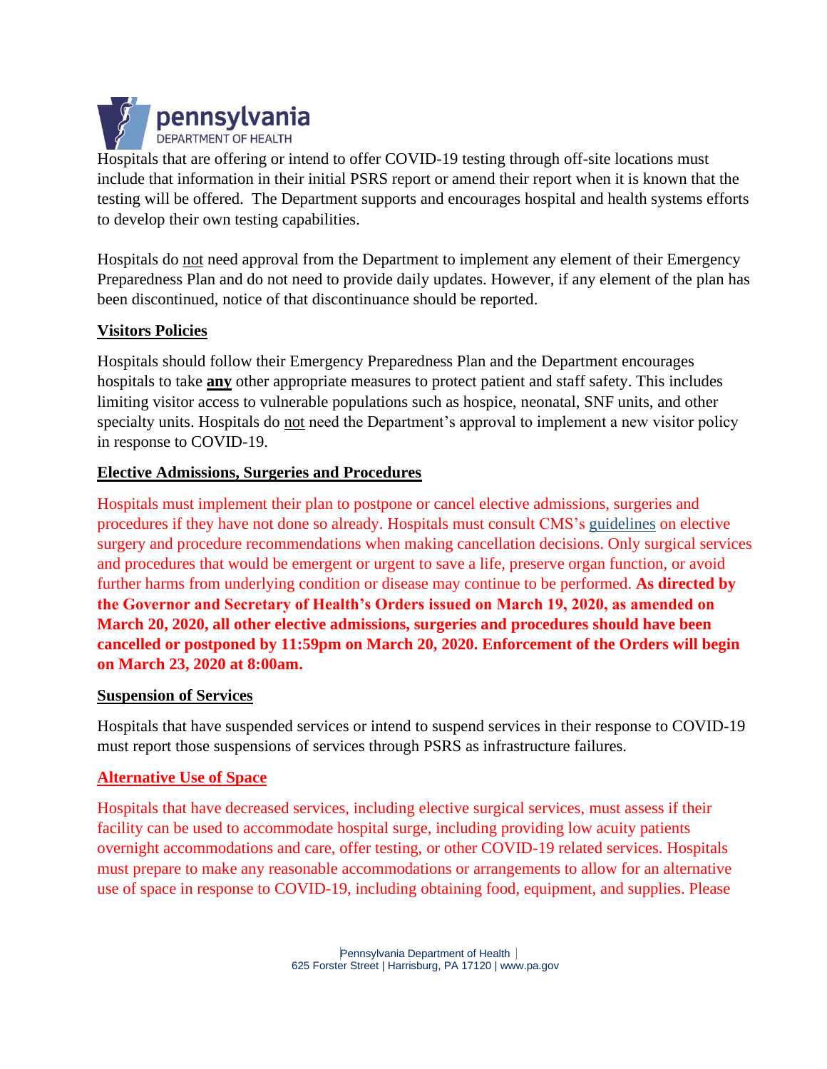Hospitals that are offering or intend to offer COVID-19 testing through off-site locations must include that information in their initial PSRS report or amend their report when it is known that the testing will be offered. The Department supports and encourages hospital and health systems efforts to develop their own testing capabilities.

Hospitals do not need approval from the Department to implement any element of their Emergency Preparedness Plan and do not need to provide daily updates. However, if any element of the plan has been discontinued, notice of that discontinuance should be reported.

## Visitors Policies

Hospitals should follow their Emergency Preparedness Plan and the Department encourages hospitals to take **any** other appropriate measures to protect patient and staff safety. This includes limiting visitor access to vulnerable populations such as hospice, neonatal, SNF units, and other specialty units. Hospitals do not need the Department's approval to implement a new visitor policy in response to COVID-19.

## Elective Admissions, Surgeries and Procedures

Hospitals must implement their plan to postpone or cancel elective admissions, surgeries and procedures if they have not done so already. Hospitals must consult CMS's guidelines on elective surgery and procedure recommendations when making cancellation decisions. Only surgical services and procedures that would be emergent or urgent to save a life, preserve organ function, or avoid further harms from underlying condition or disease may continue to be performed. **As directed by the Governor and Secretary of Health's Orders issued on March 19, 2020, as amended on March 20, 2020, all other elective admissions, surgeries and procedures should have been cancelled or postponed by 11:59pm on March 20, 2020. Enforcement of the Orders will begin on March 23, 2020 at 8:00am.**

## Suspension of Services

Hospitals that have suspended services or intend to suspend services in their response to COVID-19 must report those suspensions of services through PSRS as infrastructure failures.

## Alternative Use of Space

Hospitals that have decreased services, including elective surgical services, must assess if their facility can be used to accommodate hospital surge, including providing low acuity patients overnight accommodations and care, offer testing, or other COVID-19 related services. Hospitals must prepare to make any reasonable accommodations or arrangements to allow for an alternative use of space in response to COVID-19, including obtaining food, equipment, and supplies. Please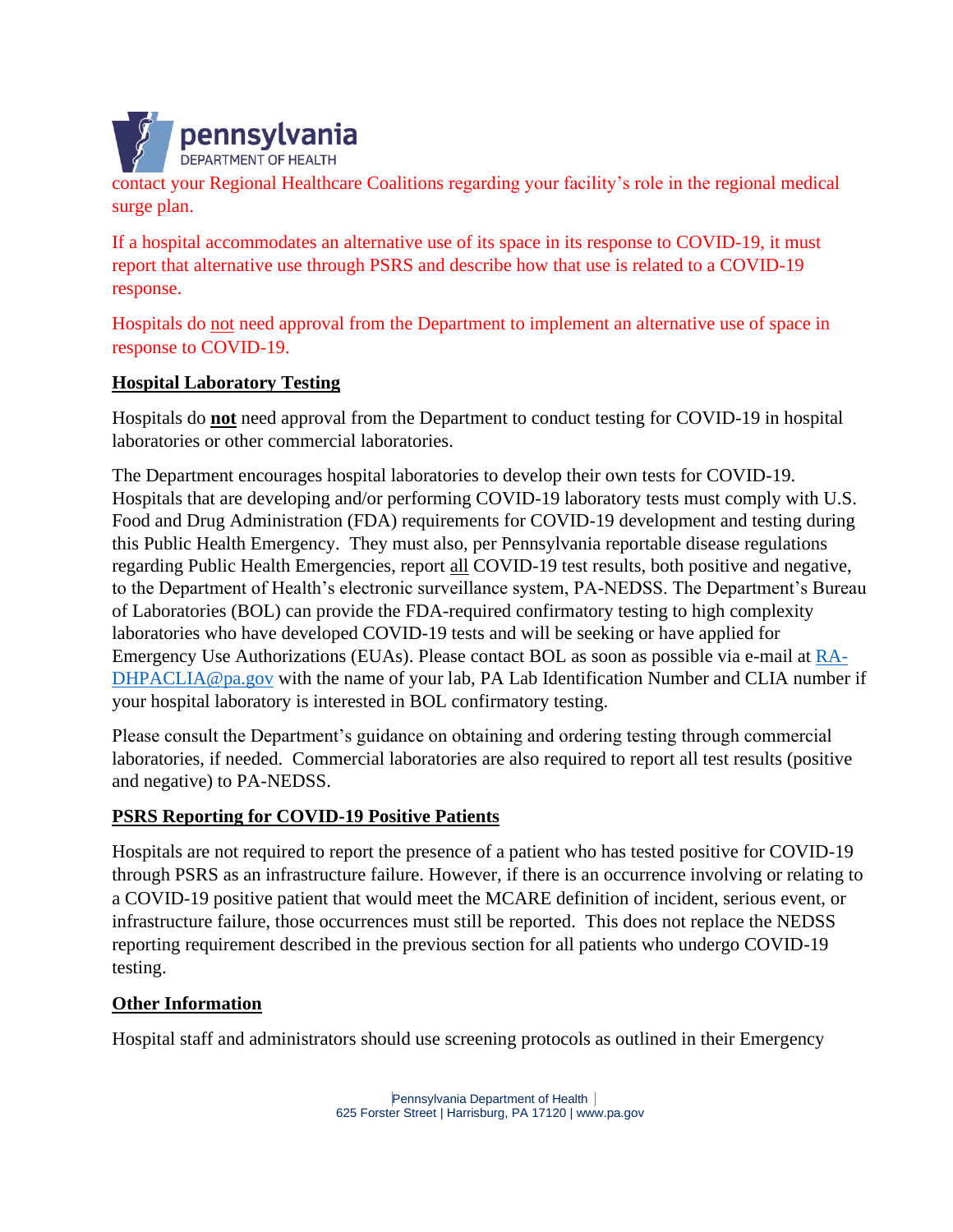contact your Regional Healthcare Coalitions regarding your facility's role in the regional medical surge plan.

If a hospital accommodates an alternative use of its space in its response to COVID-19, it must report that alternative use through PSRS and describe how that use is related to a COVID-19 response.

Hospitals do not need approval from the Department to implement an alternative use of space in response to COVID-19.

## Hospital Laboratory Testing

Hospitals do **not** need approval from the Department to conduct testing for COVID-19 in hospital laboratories or other commercial laboratories.

The Department encourages hospital laboratories to develop their own tests for COVID-19. Hospitals that are developing and/or performing COVID-19 laboratory tests must comply with U.S. Food and Drug Administration (FDA) requirements for COVID-19 development and testing during this Public Health Emergency. They must also, per Pennsylvania reportable disease regulations regarding Public Health Emergencies, report all COVID-19 test results, both positive and negative, to the Department of Health's electronic surveillance system, PA-NEDSS. The Department's Bureau of Laboratories (BOL) can provide the FDA-required confirmatory testing to high complexity laboratories who have developed COVID-19 tests and will be seeking or have applied for Emergency Use Authorizations (EUAs). Please contact BOL as soon as possible via e-mail at RA-DHPACLIA@pa.gov with the name of your lab, PA Lab Identification Number and CLIA number if your hospital laboratory is interested in BOL confirmatory testing.

Please consult the Department's guidance on obtaining and ordering testing through commercial laboratories, if needed. Commercial laboratories are also required to report all test results (positive and negative) to PA-NEDSS.

## PSRS Reporting for COVID-19 Positive Patients

Hospitals are not required to report the presence of a patient who has tested positive for COVID-19 through PSRS as an infrastructure failure. However, if there is an occurrence involving or relating to a COVID-19 positive patient that would meet the MCARE definition of incident, serious event, or infrastructure failure, those occurrences must still be reported. This does not replace the NEDSS reporting requirement described in the previous section for all patients who undergo COVID-19 testing.

## Other Information

Hospital staff and administrators should use screening protocols as outlined in their Emergency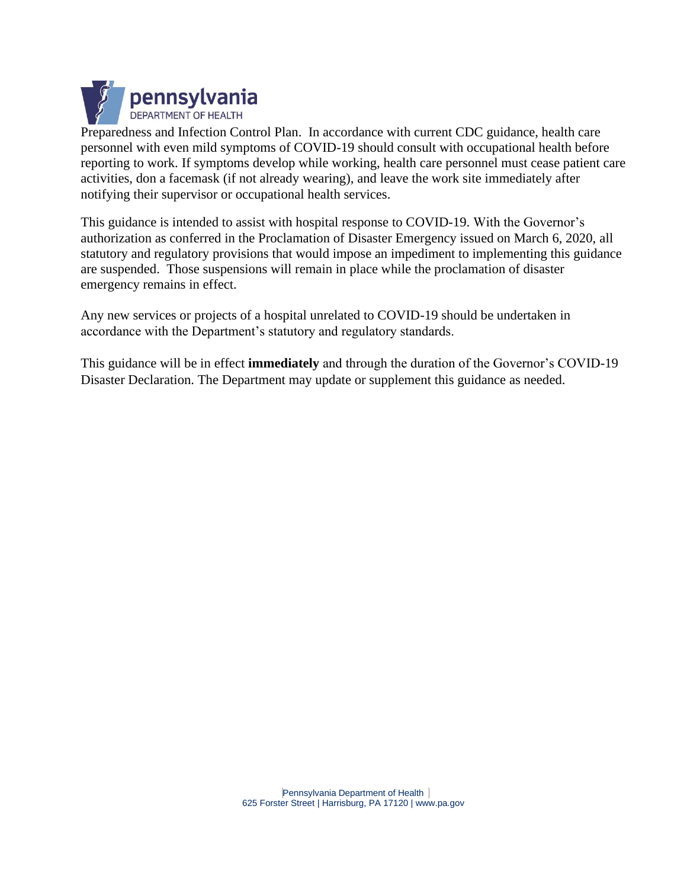Preparedness and Infection Control Plan. In accordance with current CDC guidance, health care personnel with even mild symptoms of COVID-19 should consult with occupational health before reporting to work. If symptoms develop while working, health care personnel must cease patient care activities, don a facemask (if not already wearing), and leave the work site immediately after notifying their supervisor or occupational health services.

This guidance is intended to assist with hospital response to COVID-19. With the Governor's authorization as conferred in the Proclamation of Disaster Emergency issued on March 6, 2020, all statutory and regulatory provisions that would impose an impediment to implementing this guidance are suspended. Those suspensions will remain in place while the proclamation of disaster emergency remains in effect.

Any new services or projects of a hospital unrelated to COVID-19 should be undertaken in accordance with the Department's statutory and regulatory standards.

This guidance will be in effect **immediately** and through the duration of the Governor's COVID-19 Disaster Declaration. The Department may update or supplement this guidance as needed.